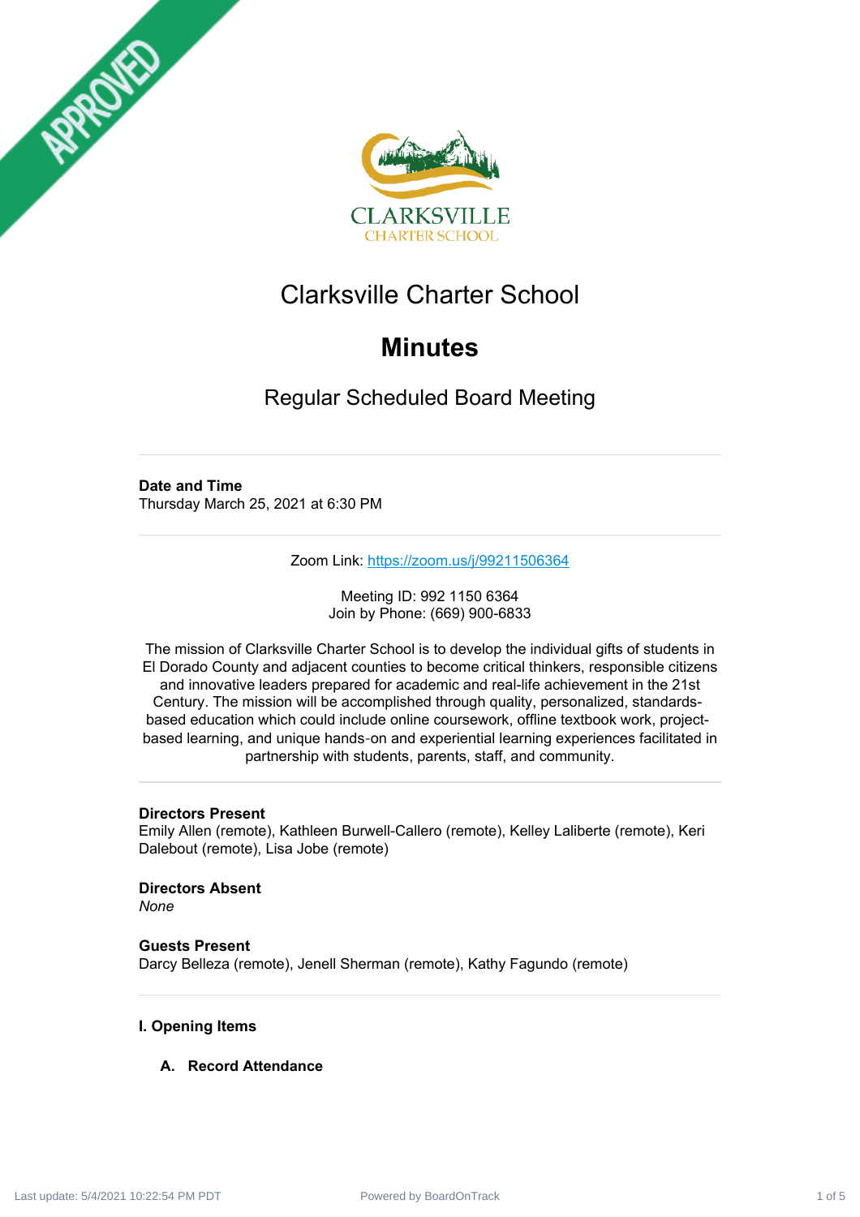# Clarksville Charter School

## Minutes

### Regular Scheduled Board Meeting

**Date and Time**
Thursday March 25, 2021 at 6:30 PM

Zoom Link: https://zoom.us/j/99211506364

Meeting ID: 992 1150 6364
Join by Phone: (669) 900-6833

The mission of Clarksville Charter School is to develop the individual gifts of students in El Dorado County and adjacent counties to become critical thinkers, responsible citizens and innovative leaders prepared for academic and real-life achievement in the 21st Century. The mission will be accomplished through quality, personalized, standards-based education which could include online coursework, offline textbook work, project-based learning, and unique hands-on and experiential learning experiences facilitated in partnership with students, parents, staff, and community.

**Directors Present**
Emily Allen (remote), Kathleen Burwell-Callero (remote), Kelley Laliberte (remote), Keri Dalebout (remote), Lisa Jobe (remote)

**Directors Absent**
*None*

**Guests Present**
Darcy Belleza (remote), Jenell Sherman (remote), Kathy Fagundo (remote)

**I. Opening Items**

**A. Record Attendance**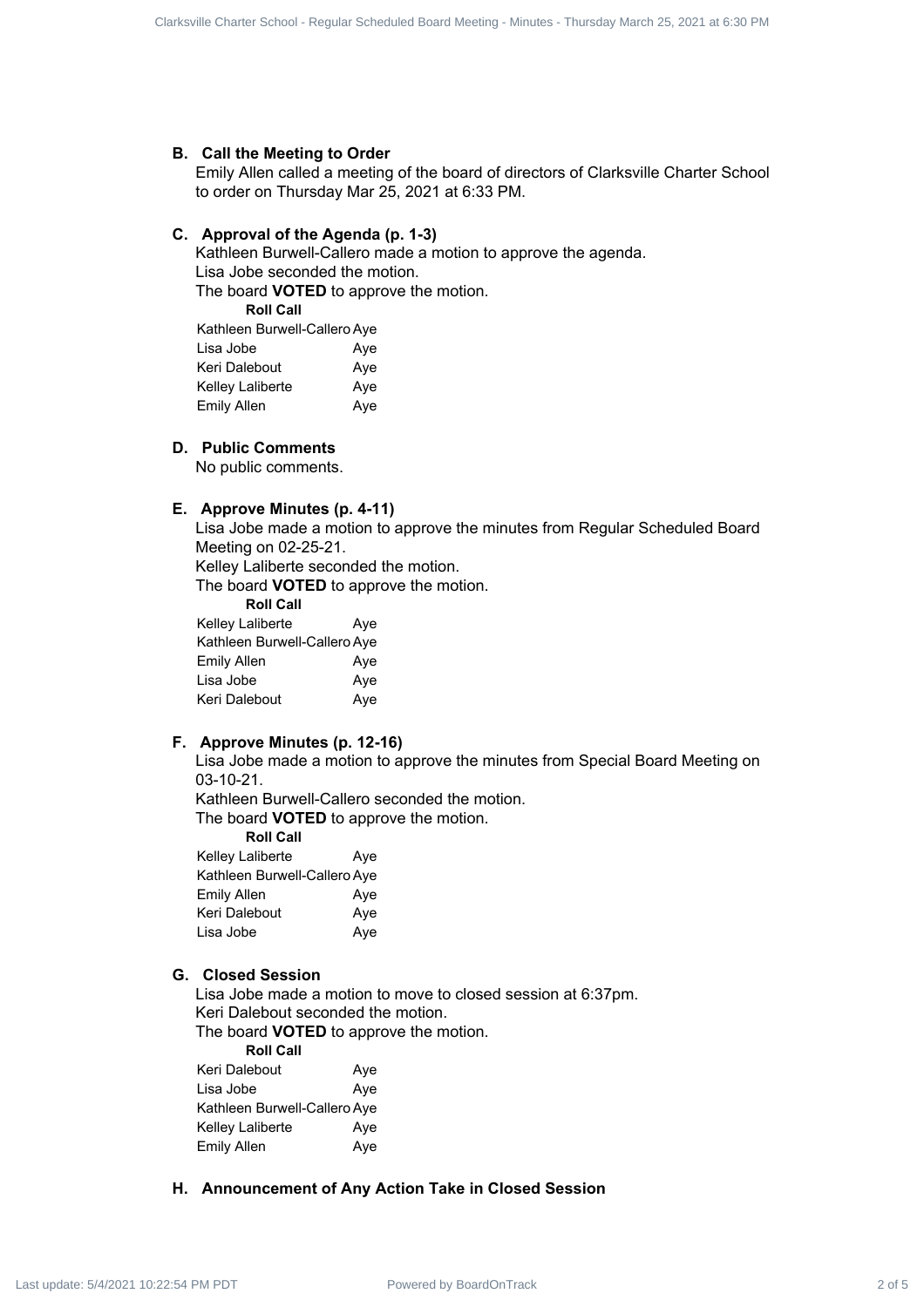### B. Call the Meeting to Order

Emily Allen called a meeting of the board of directors of Clarksville Charter School to order on Thursday Mar 25, 2021 at 6:33 PM.

### C. Approval of the Agenda (p. 1-3)

Kathleen Burwell-Callero made a motion to approve the agenda.
Lisa Jobe seconded the motion.
The board **VOTED** to approve the motion.

| Roll Call | |
|---|---|
| Kathleen Burwell-Callero | Aye |
| Lisa Jobe | Aye |
| Keri Dalebout | Aye |
| Kelley Laliberte | Aye |
| Emily Allen | Aye |

### D. Public Comments

No public comments.

### E. Approve Minutes (p. 4-11)

Lisa Jobe made a motion to approve the minutes from Regular Scheduled Board Meeting on 02-25-21.
Kelley Laliberte seconded the motion.
The board **VOTED** to approve the motion.

| Roll Call | |
|---|---|
| Kelley Laliberte | Aye |
| Kathleen Burwell-Callero | Aye |
| Emily Allen | Aye |
| Lisa Jobe | Aye |
| Keri Dalebout | Aye |

### F. Approve Minutes (p. 12-16)

Lisa Jobe made a motion to approve the minutes from Special Board Meeting on 03-10-21.
Kathleen Burwell-Callero seconded the motion.
The board **VOTED** to approve the motion.

| Roll Call | |
|---|---|
| Kelley Laliberte | Aye |
| Kathleen Burwell-Callero | Aye |
| Emily Allen | Aye |
| Keri Dalebout | Aye |
| Lisa Jobe | Aye |

### G. Closed Session

Lisa Jobe made a motion to move to closed session at 6:37pm.
Keri Dalebout seconded the motion.
The board **VOTED** to approve the motion.

| Roll Call | |
|---|---|
| Keri Dalebout | Aye |
| Lisa Jobe | Aye |
| Kathleen Burwell-Callero | Aye |
| Kelley Laliberte | Aye |
| Emily Allen | Aye |

### H. Announcement of Any Action Take in Closed Session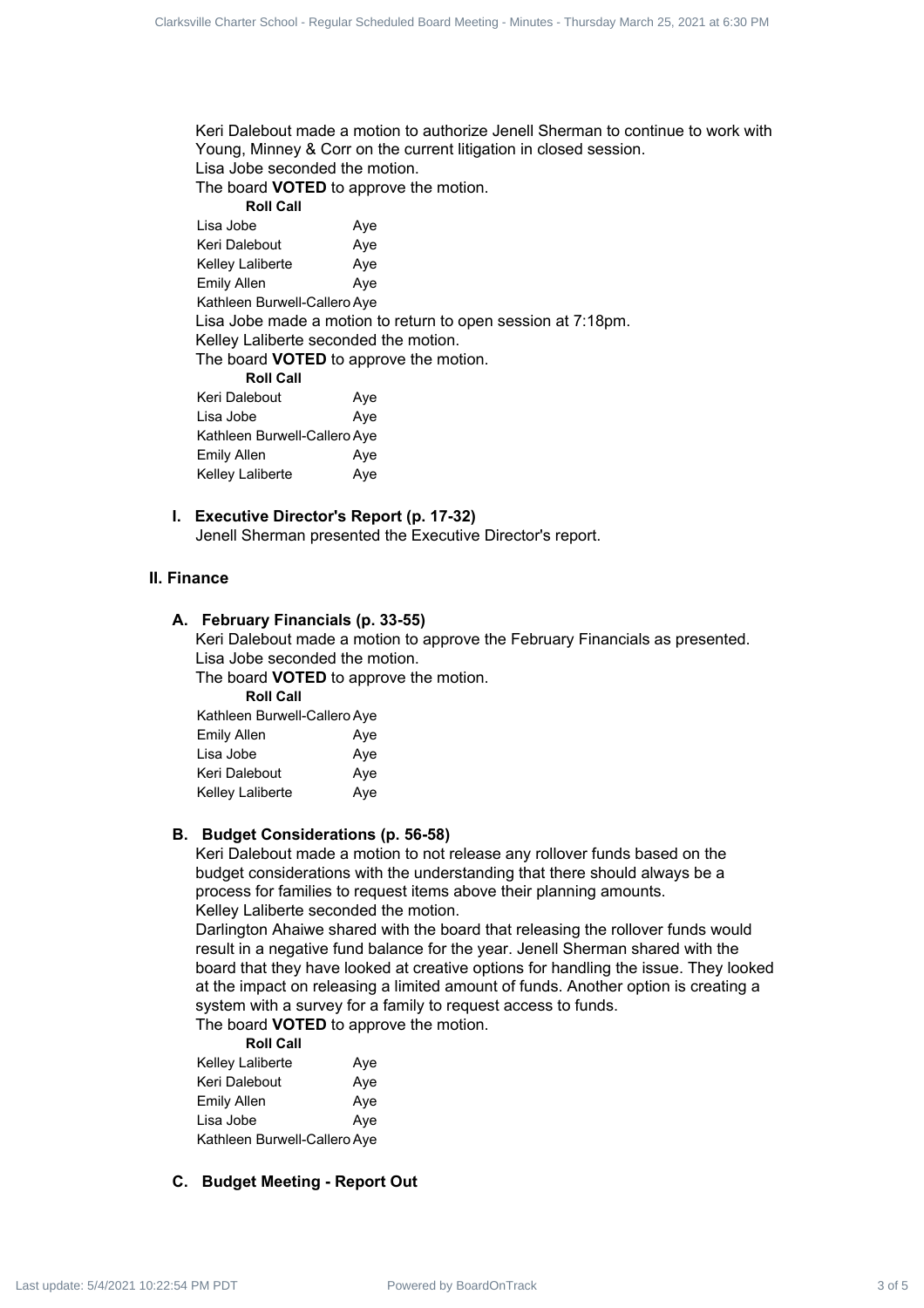Keri Dalebout made a motion to authorize Jenell Sherman to continue to work with Young, Minney & Corr on the current litigation in closed session.
Lisa Jobe seconded the motion.
The board **VOTED** to approve the motion.

**Roll Call**

| | |
|---|---|
| Lisa Jobe | Aye |
| Keri Dalebout | Aye |
| Kelley Laliberte | Aye |
| Emily Allen | Aye |
| Kathleen Burwell-Callero | Aye |

Lisa Jobe made a motion to return to open session at 7:18pm.
Kelley Laliberte seconded the motion.
The board **VOTED** to approve the motion.

**Roll Call**

| | |
|---|---|
| Keri Dalebout | Aye |
| Lisa Jobe | Aye |
| Kathleen Burwell-Callero | Aye |
| Emily Allen | Aye |
| Kelley Laliberte | Aye |

### I. Executive Director's Report (p. 17-32)

Jenell Sherman presented the Executive Director's report.

## II. Finance

### A. February Financials (p. 33-55)

Keri Dalebout made a motion to approve the February Financials as presented.
Lisa Jobe seconded the motion.
The board **VOTED** to approve the motion.

**Roll Call**

| | |
|---|---|
| Kathleen Burwell-Callero | Aye |
| Emily Allen | Aye |
| Lisa Jobe | Aye |
| Keri Dalebout | Aye |
| Kelley Laliberte | Aye |

### B. Budget Considerations (p. 56-58)

Keri Dalebout made a motion to not release any rollover funds based on the budget considerations with the understanding that there should always be a process for families to request items above their planning amounts.
Kelley Laliberte seconded the motion.
Darlington Ahaiwe shared with the board that releasing the rollover funds would result in a negative fund balance for the year. Jenell Sherman shared with the board that they have looked at creative options for handling the issue. They looked at the impact on releasing a limited amount of funds. Another option is creating a system with a survey for a family to request access to funds.
The board **VOTED** to approve the motion.

**Roll Call**

| | |
|---|---|
| Kelley Laliberte | Aye |
| Keri Dalebout | Aye |
| Emily Allen | Aye |
| Lisa Jobe | Aye |
| Kathleen Burwell-Callero | Aye |

### C. Budget Meeting - Report Out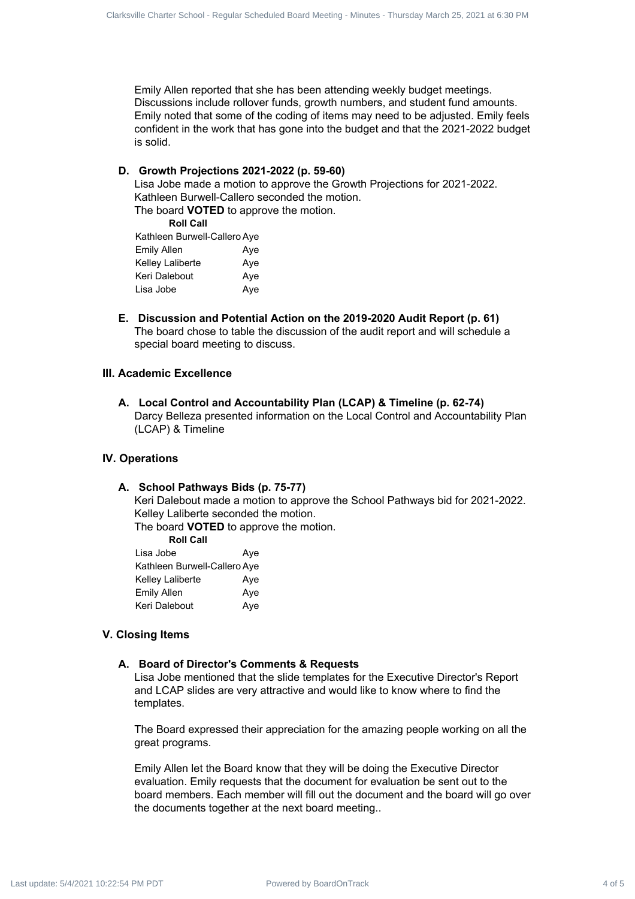Emily Allen reported that she has been attending weekly budget meetings. Discussions include rollover funds, growth numbers, and student fund amounts. Emily noted that some of the coding of items may need to be adjusted. Emily feels confident in the work that has gone into the budget and that the 2021-2022 budget is solid.

### D. Growth Projections 2021-2022 (p. 59-60)

Lisa Jobe made a motion to approve the Growth Projections for 2021-2022.
Kathleen Burwell-Callero seconded the motion.
The board **VOTED** to approve the motion.

| **Roll Call** | |
|---|---|
| Kathleen Burwell-Callero | Aye |
| Emily Allen | Aye |
| Kelley Laliberte | Aye |
| Keri Dalebout | Aye |
| Lisa Jobe | Aye |

### E. Discussion and Potential Action on the 2019-2020 Audit Report (p. 61)

The board chose to table the discussion of the audit report and will schedule a special board meeting to discuss.

## III. Academic Excellence

### A. Local Control and Accountability Plan (LCAP) & Timeline (p. 62-74)

Darcy Belleza presented information on the Local Control and Accountability Plan (LCAP) & Timeline

## IV. Operations

### A. School Pathways Bids (p. 75-77)

Keri Dalebout made a motion to approve the School Pathways bid for 2021-2022.
Kelley Laliberte seconded the motion.
The board **VOTED** to approve the motion.

| **Roll Call** | |
|---|---|
| Lisa Jobe | Aye |
| Kathleen Burwell-Callero | Aye |
| Kelley Laliberte | Aye |
| Emily Allen | Aye |
| Keri Dalebout | Aye |

## V. Closing Items

### A. Board of Director's Comments & Requests

Lisa Jobe mentioned that the slide templates for the Executive Director's Report and LCAP slides are very attractive and would like to know where to find the templates.

The Board expressed their appreciation for the amazing people working on all the great programs.

Emily Allen let the Board know that they will be doing the Executive Director evaluation. Emily requests that the document for evaluation be sent out to the board members. Each member will fill out the document and the board will go over the documents together at the next board meeting..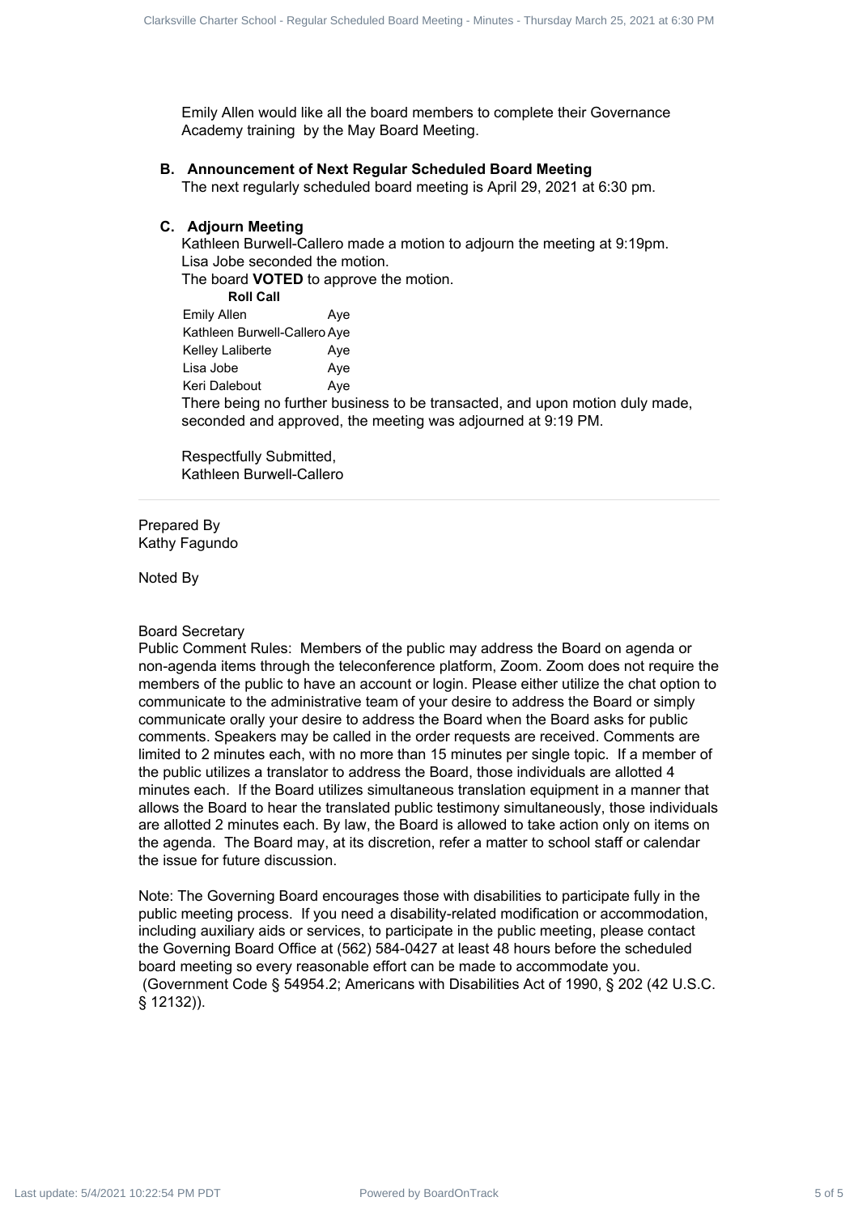Emily Allen would like all the board members to complete their Governance Academy training by the May Board Meeting.

### B. Announcement of Next Regular Scheduled Board Meeting

The next regularly scheduled board meeting is April 29, 2021 at 6:30 pm.

### C. Adjourn Meeting

Kathleen Burwell-Callero made a motion to adjourn the meeting at 9:19pm.
Lisa Jobe seconded the motion.
The board **VOTED** to approve the motion.

**Roll Call**

| | |
|---|---|
| Emily Allen | Aye |
| Kathleen Burwell-Callero | Aye |
| Kelley Laliberte | Aye |
| Lisa Jobe | Aye |
| Keri Dalebout | Aye |

There being no further business to be transacted, and upon motion duly made, seconded and approved, the meeting was adjourned at 9:19 PM.

Respectfully Submitted,
Kathleen Burwell-Callero

---

Prepared By
Kathy Fagundo

Noted By

Board Secretary

Public Comment Rules: Members of the public may address the Board on agenda or non-agenda items through the teleconference platform, Zoom. Zoom does not require the members of the public to have an account or login. Please either utilize the chat option to communicate to the administrative team of your desire to address the Board or simply communicate orally your desire to address the Board when the Board asks for public comments. Speakers may be called in the order requests are received. Comments are limited to 2 minutes each, with no more than 15 minutes per single topic. If a member of the public utilizes a translator to address the Board, those individuals are allotted 4 minutes each. If the Board utilizes simultaneous translation equipment in a manner that allows the Board to hear the translated public testimony simultaneously, those individuals are allotted 2 minutes each. By law, the Board is allowed to take action only on items on the agenda. The Board may, at its discretion, refer a matter to school staff or calendar the issue for future discussion.

Note: The Governing Board encourages those with disabilities to participate fully in the public meeting process. If you need a disability-related modification or accommodation, including auxiliary aids or services, to participate in the public meeting, please contact the Governing Board Office at (562) 584-0427 at least 48 hours before the scheduled board meeting so every reasonable effort can be made to accommodate you. (Government Code § 54954.2; Americans with Disabilities Act of 1990, § 202 (42 U.S.C. § 12132)).